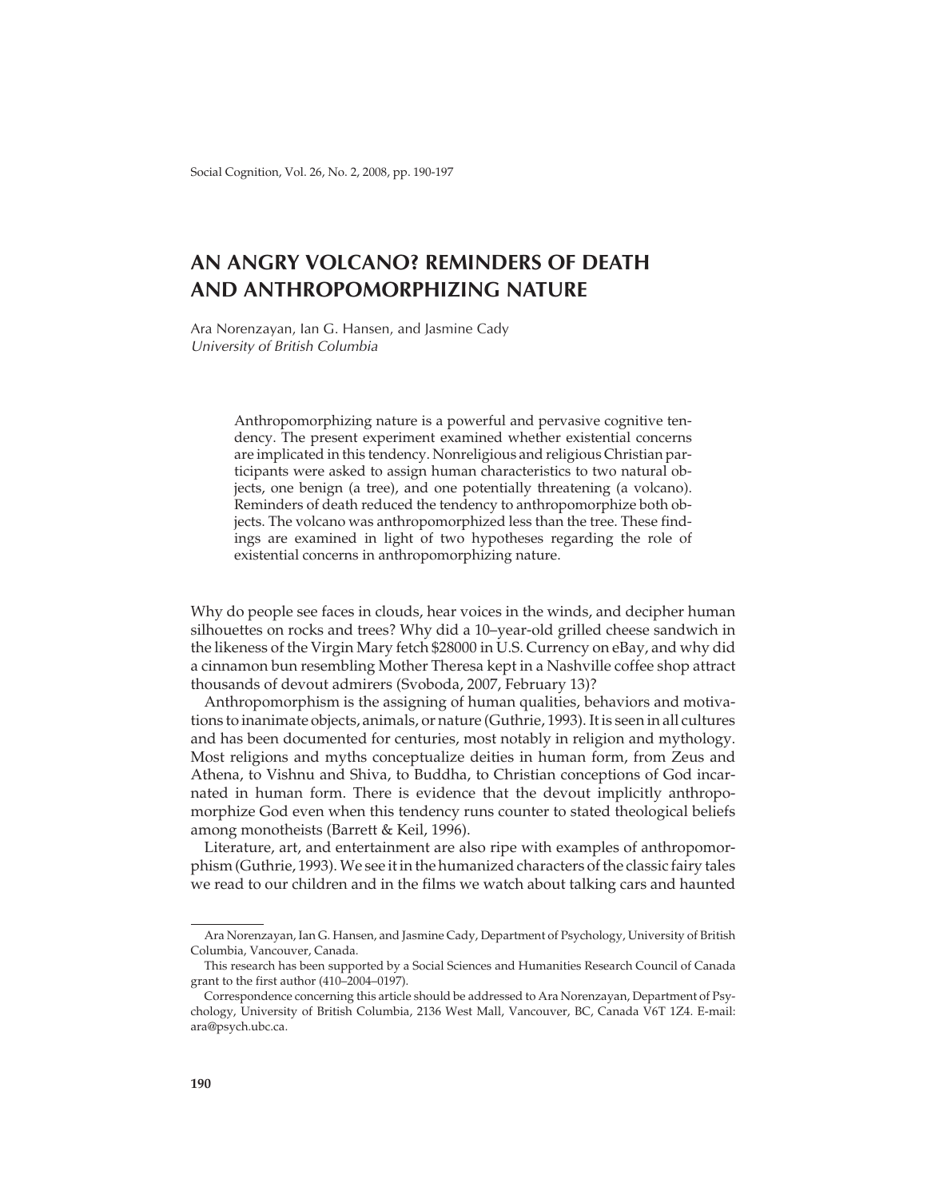# AN ANGRY VOLCANO? REMINDERS OF DEATH AND ANTHROPOMORPHIZING NATURE

Ara Norenzayan, Ian G. Hansen, and Jasmine Cady
*University of British Columbia*

> Anthropomorphizing nature is a powerful and pervasive cognitive tendency. The present experiment examined whether existential concerns are implicated in this tendency. Nonreligious and religious Christian participants were asked to assign human characteristics to two natural objects, one benign (a tree), and one potentially threatening (a volcano). Reminders of death reduced the tendency to anthropomorphize both objects. The volcano was anthropomorphized less than the tree. These findings are examined in light of two hypotheses regarding the role of existential concerns in anthropomorphizing nature.

Why do people see faces in clouds, hear voices in the winds, and decipher human silhouettes on rocks and trees? Why did a 10–year-old grilled cheese sandwich in the likeness of the Virgin Mary fetch $28000 in U.S. Currency on eBay, and why did a cinnamon bun resembling Mother Theresa kept in a Nashville coffee shop attract thousands of devout admirers (Svoboda, 2007, February 13)?

Anthropomorphism is the assigning of human qualities, behaviors and motivations to inanimate objects, animals, or nature (Guthrie, 1993). It is seen in all cultures and has been documented for centuries, most notably in religion and mythology. Most religions and myths conceptualize deities in human form, from Zeus and Athena, to Vishnu and Shiva, to Buddha, to Christian conceptions of God incarnated in human form. There is evidence that the devout implicitly anthropomorphize God even when this tendency runs counter to stated theological beliefs among monotheists (Barrett & Keil, 1996).

Literature, art, and entertainment are also ripe with examples of anthropomorphism (Guthrie, 1993). We see it in the humanized characters of the classic fairy tales we read to our children and in the films we watch about talking cars and haunted

---

Ara Norenzayan, Ian G. Hansen, and Jasmine Cady, Department of Psychology, University of British Columbia, Vancouver, Canada.

This research has been supported by a Social Sciences and Humanities Research Council of Canada grant to the first author (410–2004–0197).

Correspondence concerning this article should be addressed to Ara Norenzayan, Department of Psychology, University of British Columbia, 2136 West Mall, Vancouver, BC, Canada V6T 1Z4. E-mail: ara@psych.ubc.ca.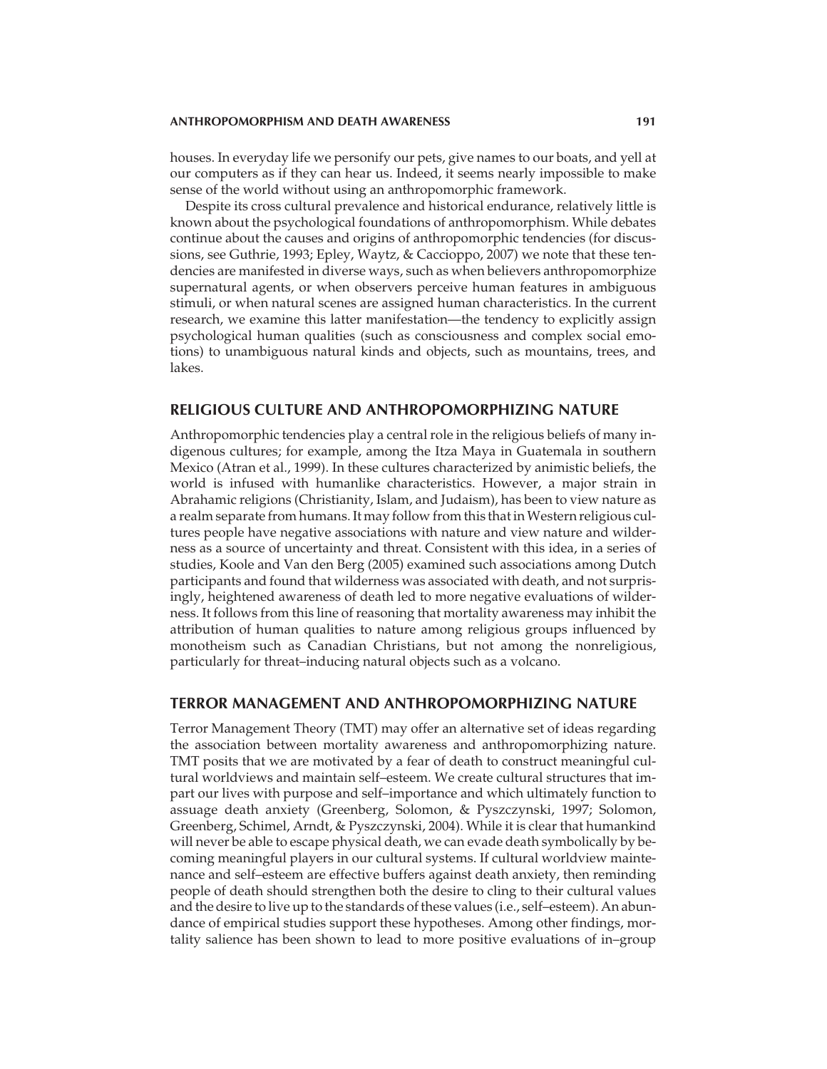houses. In everyday life we personify our pets, give names to our boats, and yell at our computers as if they can hear us. Indeed, it seems nearly impossible to make sense of the world without using an anthropomorphic framework.

Despite its cross cultural prevalence and historical endurance, relatively little is known about the psychological foundations of anthropomorphism. While debates continue about the causes and origins of anthropomorphic tendencies (for discussions, see Guthrie, 1993; Epley, Waytz, & Caccioppo, 2007) we note that these tendencies are manifested in diverse ways, such as when believers anthropomorphize supernatural agents, or when observers perceive human features in ambiguous stimuli, or when natural scenes are assigned human characteristics. In the current research, we examine this latter manifestation—the tendency to explicitly assign psychological human qualities (such as consciousness and complex social emotions) to unambiguous natural kinds and objects, such as mountains, trees, and lakes.

## RELIGIOUS CULTURE AND ANTHROPOMORPHIZING NATURE

Anthropomorphic tendencies play a central role in the religious beliefs of many indigenous cultures; for example, among the Itza Maya in Guatemala in southern Mexico (Atran et al., 1999). In these cultures characterized by animistic beliefs, the world is infused with humanlike characteristics. However, a major strain in Abrahamic religions (Christianity, Islam, and Judaism), has been to view nature as a realm separate from humans. It may follow from this that in Western religious cultures people have negative associations with nature and view nature and wilderness as a source of uncertainty and threat. Consistent with this idea, in a series of studies, Koole and Van den Berg (2005) examined such associations among Dutch participants and found that wilderness was associated with death, and not surprisingly, heightened awareness of death led to more negative evaluations of wilderness. It follows from this line of reasoning that mortality awareness may inhibit the attribution of human qualities to nature among religious groups influenced by monotheism such as Canadian Christians, but not among the nonreligious, particularly for threat–inducing natural objects such as a volcano.

## TERROR MANAGEMENT AND ANTHROPOMORPHIZING NATURE

Terror Management Theory (TMT) may offer an alternative set of ideas regarding the association between mortality awareness and anthropomorphizing nature. TMT posits that we are motivated by a fear of death to construct meaningful cultural worldviews and maintain self–esteem. We create cultural structures that impart our lives with purpose and self–importance and which ultimately function to assuage death anxiety (Greenberg, Solomon, & Pyszczynski, 1997; Solomon, Greenberg, Schimel, Arndt, & Pyszczynski, 2004). While it is clear that humankind will never be able to escape physical death, we can evade death symbolically by becoming meaningful players in our cultural systems. If cultural worldview maintenance and self–esteem are effective buffers against death anxiety, then reminding people of death should strengthen both the desire to cling to their cultural values and the desire to live up to the standards of these values (i.e., self–esteem). An abundance of empirical studies support these hypotheses. Among other findings, mortality salience has been shown to lead to more positive evaluations of in–group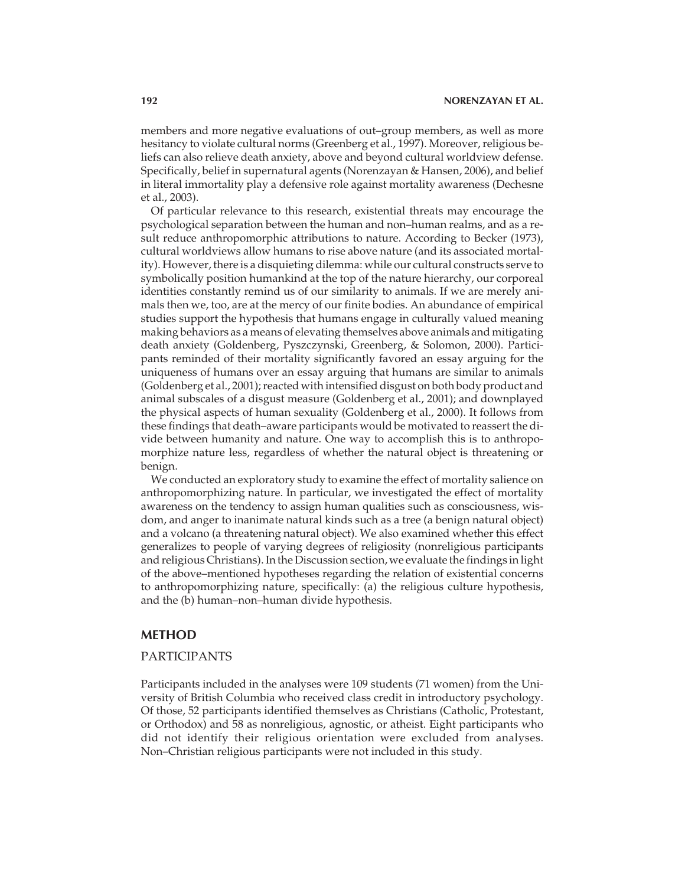members and more negative evaluations of out–group members, as well as more hesitancy to violate cultural norms (Greenberg et al., 1997). Moreover, religious beliefs can also relieve death anxiety, above and beyond cultural worldview defense. Specifically, belief in supernatural agents (Norenzayan & Hansen, 2006), and belief in literal immortality play a defensive role against mortality awareness (Dechesne et al., 2003).

Of particular relevance to this research, existential threats may encourage the psychological separation between the human and non–human realms, and as a result reduce anthropomorphic attributions to nature. According to Becker (1973), cultural worldviews allow humans to rise above nature (and its associated mortality). However, there is a disquieting dilemma: while our cultural constructs serve to symbolically position humankind at the top of the nature hierarchy, our corporeal identities constantly remind us of our similarity to animals. If we are merely animals then we, too, are at the mercy of our finite bodies. An abundance of empirical studies support the hypothesis that humans engage in culturally valued meaning making behaviors as a means of elevating themselves above animals and mitigating death anxiety (Goldenberg, Pyszczynski, Greenberg, & Solomon, 2000). Participants reminded of their mortality significantly favored an essay arguing for the uniqueness of humans over an essay arguing that humans are similar to animals (Goldenberg et al., 2001); reacted with intensified disgust on both body product and animal subscales of a disgust measure (Goldenberg et al., 2001); and downplayed the physical aspects of human sexuality (Goldenberg et al., 2000). It follows from these findings that death–aware participants would be motivated to reassert the divide between humanity and nature. One way to accomplish this is to anthropomorphize nature less, regardless of whether the natural object is threatening or benign.

We conducted an exploratory study to examine the effect of mortality salience on anthropomorphizing nature. In particular, we investigated the effect of mortality awareness on the tendency to assign human qualities such as consciousness, wisdom, and anger to inanimate natural kinds such as a tree (a benign natural object) and a volcano (a threatening natural object). We also examined whether this effect generalizes to people of varying degrees of religiosity (nonreligious participants and religious Christians). In the Discussion section, we evaluate the findings in light of the above–mentioned hypotheses regarding the relation of existential concerns to anthropomorphizing nature, specifically: (a) the religious culture hypothesis, and the (b) human–non–human divide hypothesis.

## METHOD

### PARTICIPANTS

Participants included in the analyses were 109 students (71 women) from the University of British Columbia who received class credit in introductory psychology. Of those, 52 participants identified themselves as Christians (Catholic, Protestant, or Orthodox) and 58 as nonreligious, agnostic, or atheist. Eight participants who did not identify their religious orientation were excluded from analyses. Non–Christian religious participants were not included in this study.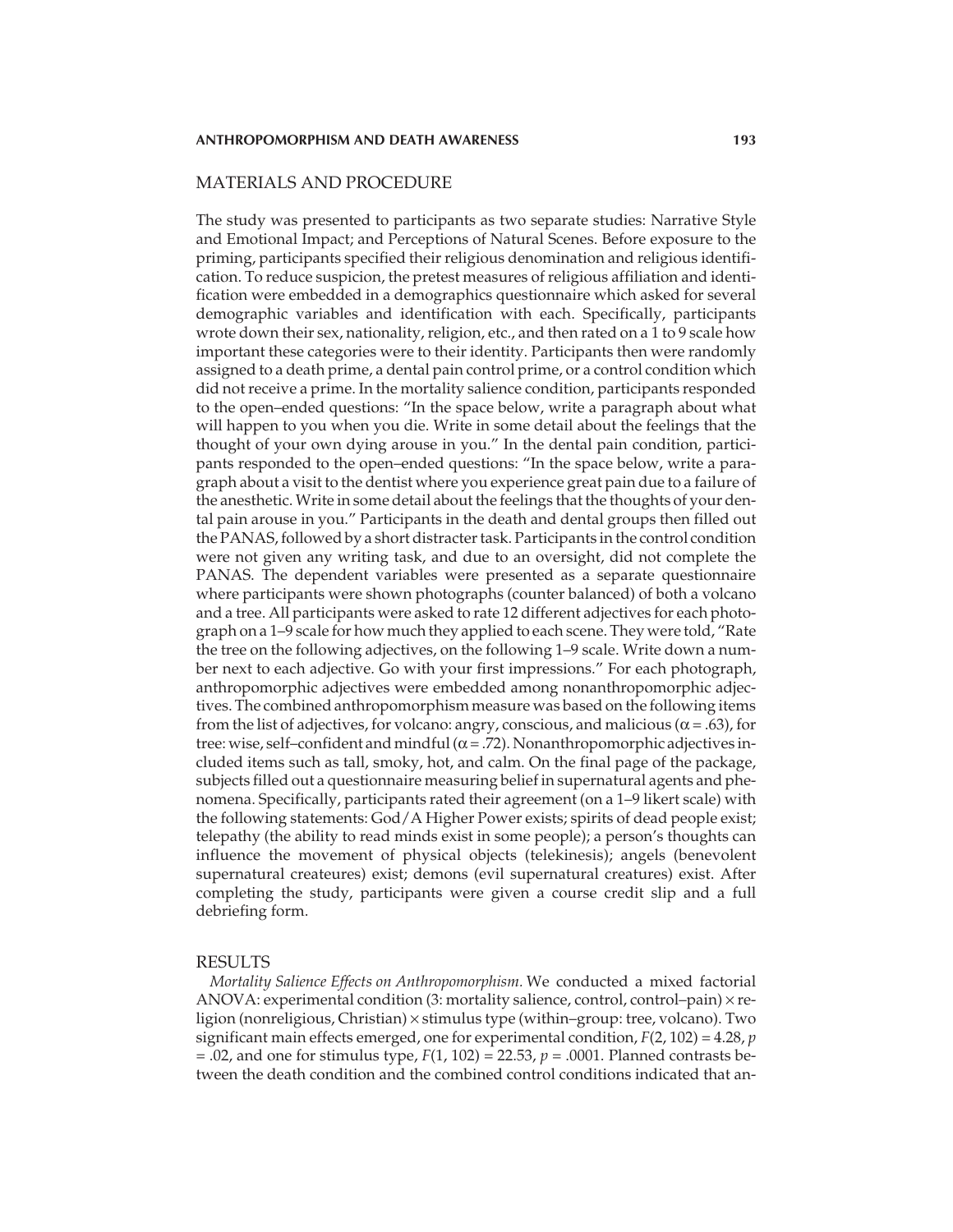## MATERIALS AND PROCEDURE

The study was presented to participants as two separate studies: Narrative Style and Emotional Impact; and Perceptions of Natural Scenes. Before exposure to the priming, participants specified their religious denomination and religious identification. To reduce suspicion, the pretest measures of religious affiliation and identification were embedded in a demographics questionnaire which asked for several demographic variables and identification with each. Specifically, participants wrote down their sex, nationality, religion, etc., and then rated on a 1 to 9 scale how important these categories were to their identity. Participants then were randomly assigned to a death prime, a dental pain control prime, or a control condition which did not receive a prime. In the mortality salience condition, participants responded to the open–ended questions: "In the space below, write a paragraph about what will happen to you when you die. Write in some detail about the feelings that the thought of your own dying arouse in you." In the dental pain condition, participants responded to the open–ended questions: "In the space below, write a paragraph about a visit to the dentist where you experience great pain due to a failure of the anesthetic. Write in some detail about the feelings that the thoughts of your dental pain arouse in you." Participants in the death and dental groups then filled out the PANAS, followed by a short distracter task. Participants in the control condition were not given any writing task, and due to an oversight, did not complete the PANAS. The dependent variables were presented as a separate questionnaire where participants were shown photographs (counter balanced) of both a volcano and a tree. All participants were asked to rate 12 different adjectives for each photograph on a 1–9 scale for how much they applied to each scene. They were told, "Rate the tree on the following adjectives, on the following 1–9 scale. Write down a number next to each adjective. Go with your first impressions." For each photograph, anthropomorphic adjectives were embedded among nonanthropomorphic adjectives. The combined anthropomorphism measure was based on the following items from the list of adjectives, for volcano: angry, conscious, and malicious ($\alpha = .63$), for tree: wise, self–confident and mindful ($\alpha = .72$). Nonanthropomorphic adjectives included items such as tall, smoky, hot, and calm. On the final page of the package, subjects filled out a questionnaire measuring belief in supernatural agents and phenomena. Specifically, participants rated their agreement (on a 1–9 likert scale) with the following statements: God/A Higher Power exists; spirits of dead people exist; telepathy (the ability to read minds exist in some people); a person's thoughts can influence the movement of physical objects (telekinesis); angels (benevolent supernatural createures) exist; demons (evil supernatural creatures) exist. After completing the study, participants were given a course credit slip and a full debriefing form.

## RESULTS

*Mortality Salience Effects on Anthropomorphism.* We conducted a mixed factorial ANOVA: experimental condition (3: mortality salience, control, control–pain) × religion (nonreligious, Christian) × stimulus type (within–group: tree, volcano). Two significant main effects emerged, one for experimental condition, $F(2, 102) = 4.28$, $p = .02$, and one for stimulus type, $F(1, 102) = 22.53$, $p = .0001$. Planned contrasts between the death condition and the combined control conditions indicated that an-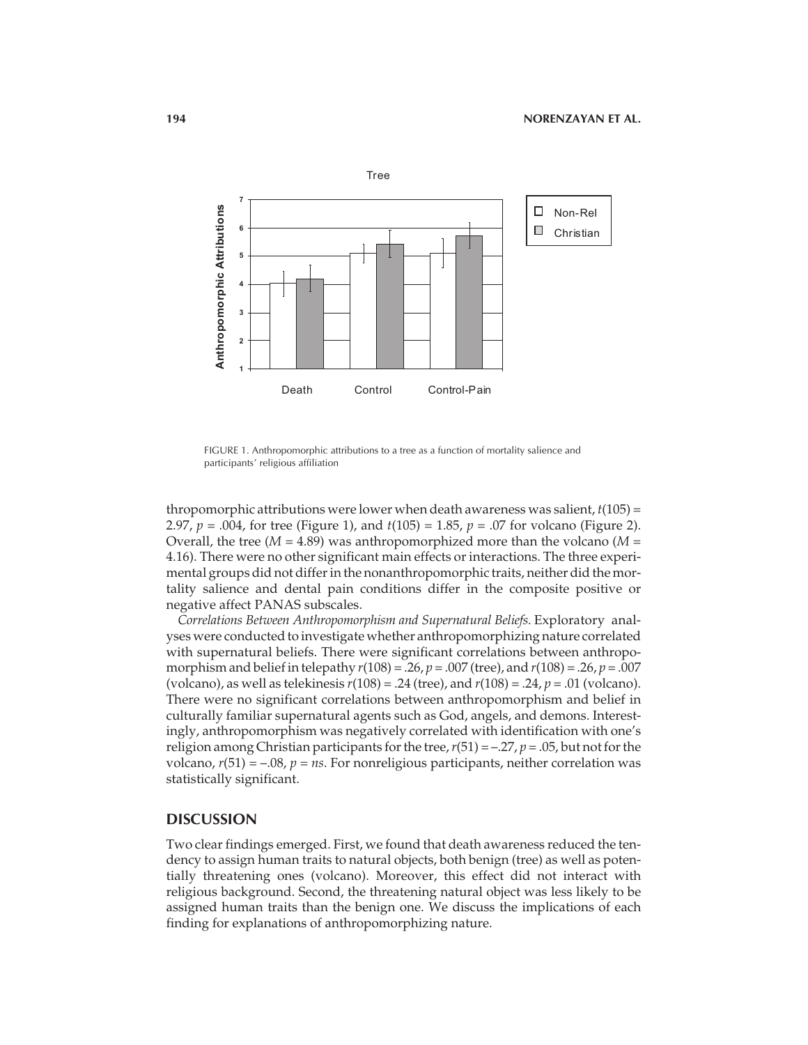FIGURE 1. Anthropomorphic attributions to a tree as a function of mortality salience and participants' religious affiliation

thropomorphic attributions were lower when death awareness was salient, $t(105) = 2.97$, $p = .004$, for tree (Figure 1), and $t(105) = 1.85$, $p = .07$ for volcano (Figure 2). Overall, the tree ($M = 4.89$) was anthropomorphized more than the volcano ($M = 4.16$). There were no other significant main effects or interactions. The three experimental groups did not differ in the nonanthropomorphic traits, neither did the mortality salience and dental pain conditions differ in the composite positive or negative affect PANAS subscales.

*Correlations Between Anthropomorphism and Supernatural Beliefs.* Exploratory analyses were conducted to investigate whether anthropomorphizing nature correlated with supernatural beliefs. There were significant correlations between anthropomorphism and belief in telepathy $r(108) = .26$, $p = .007$ (tree), and $r(108) = .26$, $p = .007$ (volcano), as well as telekinesis $r(108) = .24$ (tree), and $r(108) = .24$, $p = .01$ (volcano). There were no significant correlations between anthropomorphism and belief in culturally familiar supernatural agents such as God, angels, and demons. Interestingly, anthropomorphism was negatively correlated with identification with one's religion among Christian participants for the tree, $r(51) = -.27$, $p = .05$, but not for the volcano, $r(51) = -.08$, $p = ns$. For nonreligious participants, neither correlation was statistically significant.

## DISCUSSION

Two clear findings emerged. First, we found that death awareness reduced the tendency to assign human traits to natural objects, both benign (tree) as well as potentially threatening ones (volcano). Moreover, this effect did not interact with religious background. Second, the threatening natural object was less likely to be assigned human traits than the benign one. We discuss the implications of each finding for explanations of anthropomorphizing nature.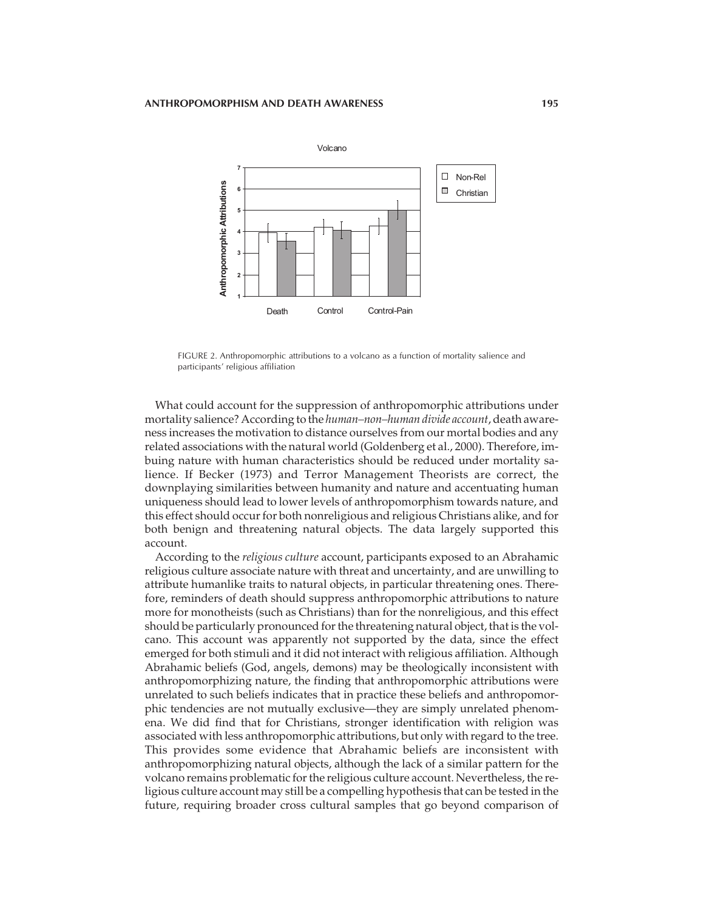Volcano

7
6
5
4
3
2
1

Anthropomorphic Attributions

Death
Control
Control-Pain

Non-Rel
Christian

FIGURE 2. Anthropomorphic attributions to a volcano as a function of mortality salience and participants' religious affiliation

What could account for the suppression of anthropomorphic attributions under mortality salience? According to the *human–non–human divide account*, death awareness increases the motivation to distance ourselves from our mortal bodies and any related associations with the natural world (Goldenberg et al., 2000). Therefore, imbuing nature with human characteristics should be reduced under mortality salience. If Becker (1973) and Terror Management Theorists are correct, the downplaying similarities between humanity and nature and accentuating human uniqueness should lead to lower levels of anthropomorphism towards nature, and this effect should occur for both nonreligious and religious Christians alike, and for both benign and threatening natural objects. The data largely supported this account.

According to the *religious culture* account, participants exposed to an Abrahamic religious culture associate nature with threat and uncertainty, and are unwilling to attribute humanlike traits to natural objects, in particular threatening ones. Therefore, reminders of death should suppress anthropomorphic attributions to nature more for monotheists (such as Christians) than for the nonreligious, and this effect should be particularly pronounced for the threatening natural object, that is the volcano. This account was apparently not supported by the data, since the effect emerged for both stimuli and it did not interact with religious affiliation. Although Abrahamic beliefs (God, angels, demons) may be theologically inconsistent with anthropomorphizing nature, the finding that anthropomorphic attributions were unrelated to such beliefs indicates that in practice these beliefs and anthropomorphic tendencies are not mutually exclusive—they are simply unrelated phenomena. We did find that for Christians, stronger identification with religion was associated with less anthropomorphic attributions, but only with regard to the tree. This provides some evidence that Abrahamic beliefs are inconsistent with anthropomorphizing natural objects, although the lack of a similar pattern for the volcano remains problematic for the religious culture account. Nevertheless, the religious culture account may still be a compelling hypothesis that can be tested in the future, requiring broader cross cultural samples that go beyond comparison of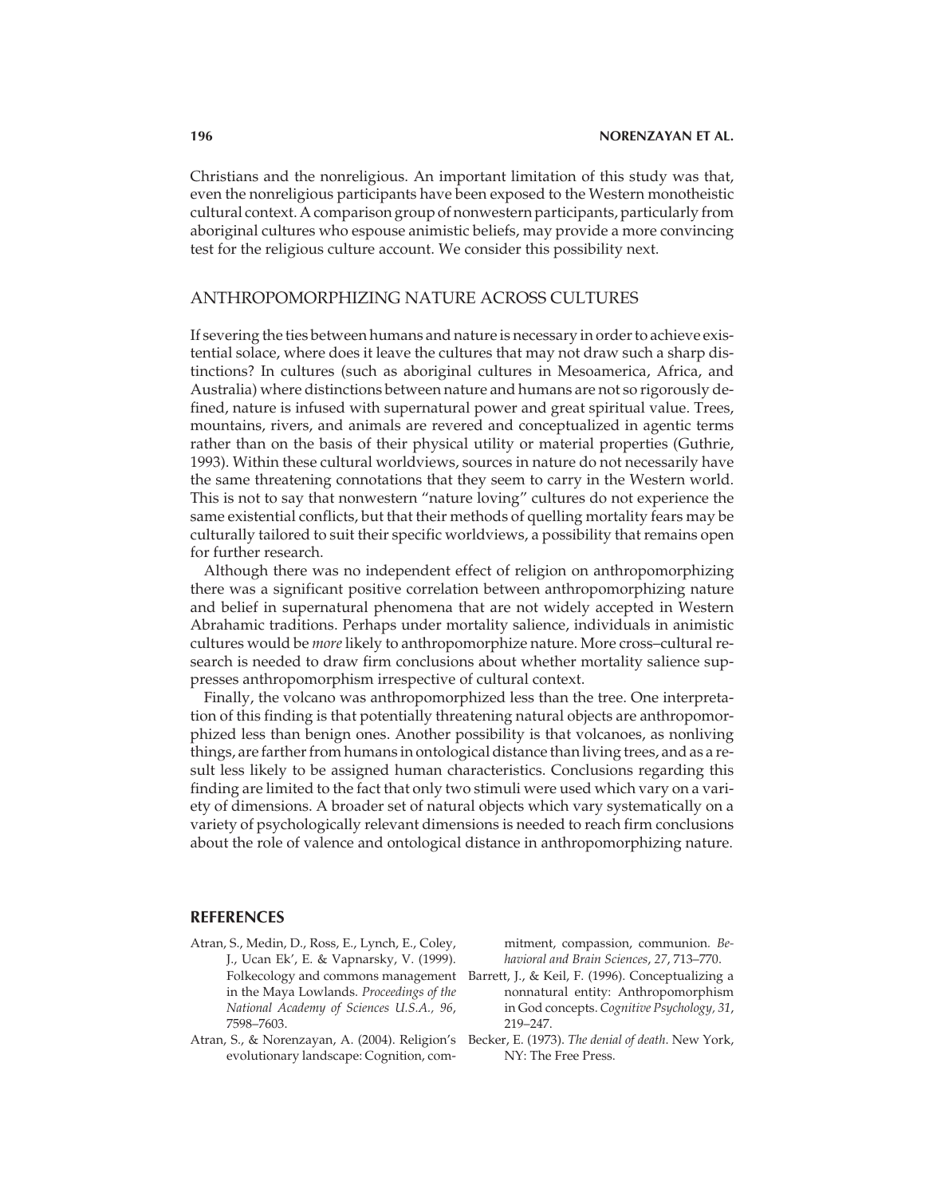Christians and the nonreligious. An important limitation of this study was that, even the nonreligious participants have been exposed to the Western monotheistic cultural context. A comparison group of nonwestern participants, particularly from aboriginal cultures who espouse animistic beliefs, may provide a more convincing test for the religious culture account. We consider this possibility next.

## ANTHROPOMORPHIZING NATURE ACROSS CULTURES

If severing the ties between humans and nature is necessary in order to achieve existential solace, where does it leave the cultures that may not draw such a sharp distinctions? In cultures (such as aboriginal cultures in Mesoamerica, Africa, and Australia) where distinctions between nature and humans are not so rigorously defined, nature is infused with supernatural power and great spiritual value. Trees, mountains, rivers, and animals are revered and conceptualized in agentic terms rather than on the basis of their physical utility or material properties (Guthrie, 1993). Within these cultural worldviews, sources in nature do not necessarily have the same threatening connotations that they seem to carry in the Western world. This is not to say that nonwestern "nature loving" cultures do not experience the same existential conflicts, but that their methods of quelling mortality fears may be culturally tailored to suit their specific worldviews, a possibility that remains open for further research.

Although there was no independent effect of religion on anthropomorphizing there was a significant positive correlation between anthropomorphizing nature and belief in supernatural phenomena that are not widely accepted in Western Abrahamic traditions. Perhaps under mortality salience, individuals in animistic cultures would be *more* likely to anthropomorphize nature. More cross–cultural research is needed to draw firm conclusions about whether mortality salience suppresses anthropomorphism irrespective of cultural context.

Finally, the volcano was anthropomorphized less than the tree. One interpretation of this finding is that potentially threatening natural objects are anthropomorphized less than benign ones. Another possibility is that volcanoes, as nonliving things, are farther from humans in ontological distance than living trees, and as a result less likely to be assigned human characteristics. Conclusions regarding this finding are limited to the fact that only two stimuli were used which vary on a variety of dimensions. A broader set of natural objects which vary systematically on a variety of psychologically relevant dimensions is needed to reach firm conclusions about the role of valence and ontological distance in anthropomorphizing nature.

## REFERENCES

Atran, S., Medin, D., Ross, E., Lynch, E., Coley, J., Ucan Ek', E. & Vapnarsky, V. (1999). Folkecology and commons management in the Maya Lowlands. *Proceedings of the National Academy of Sciences U.S.A., 96*, 7598–7603.

Atran, S., & Norenzayan, A. (2004). Religion's evolutionary landscape: Cognition, commitment, compassion, communion. *Behavioral and Brain Sciences*, *27*, 713–770.

Barrett, J., & Keil, F. (1996). Conceptualizing a nonnatural entity: Anthropomorphism in God concepts. *Cognitive Psychology, 31*, 219–247.

Becker, E. (1973). *The denial of death*. New York, NY: The Free Press.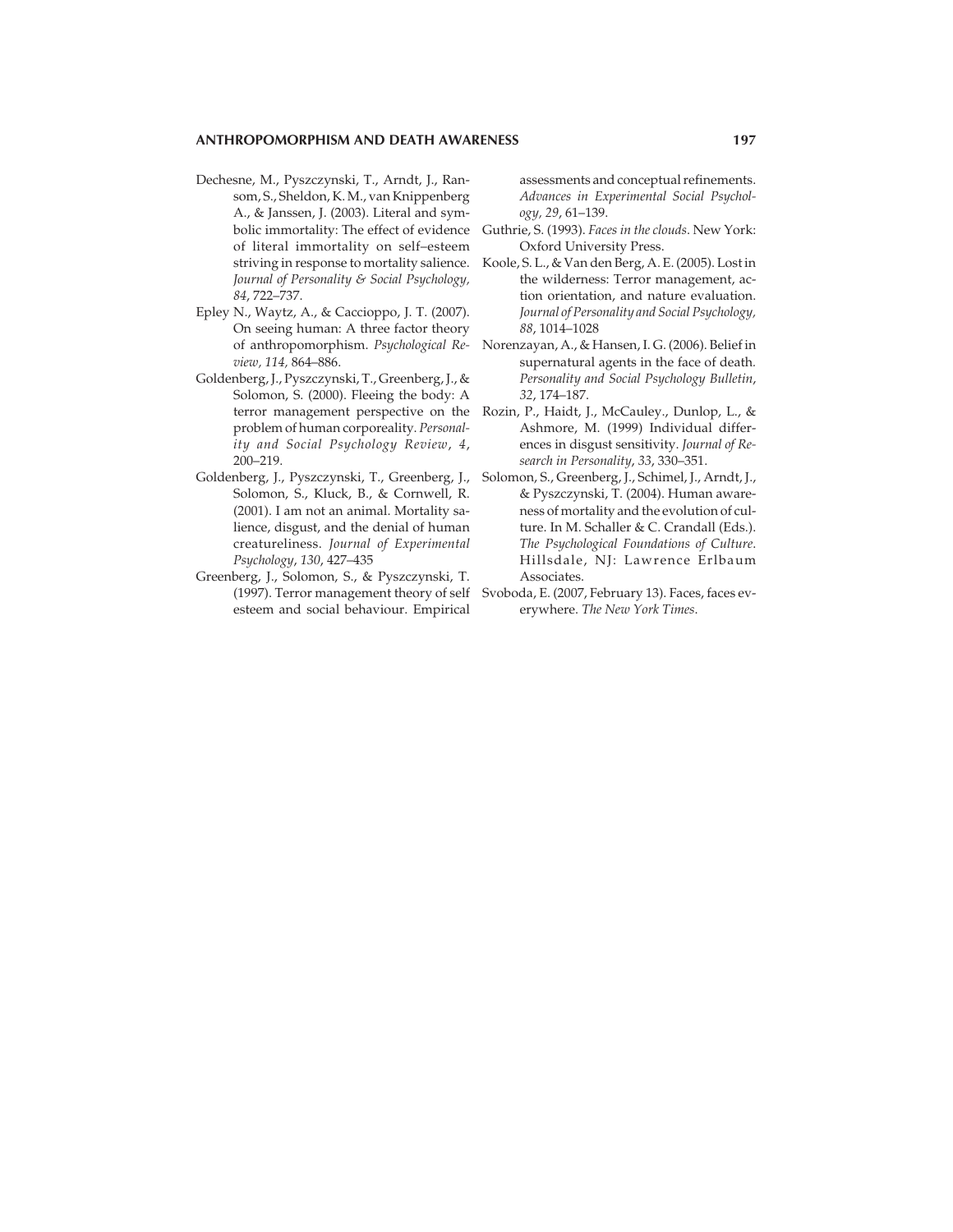Dechesne, M., Pyszczynski, T., Arndt, J., Ransom, S., Sheldon, K. M., van Knippenberg A., & Janssen, J. (2003). Literal and symbolic immortality: The effect of evidence of literal immortality on self–esteem striving in response to mortality salience. *Journal of Personality & Social Psychology, 84*, 722–737.

Epley N., Waytz, A., & Caccioppo, J. T. (2007). On seeing human: A three factor theory of anthropomorphism. *Psychological Review, 114,* 864–886.

Goldenberg, J., Pyszczynski, T., Greenberg, J., & Solomon, S. (2000). Fleeing the body: A terror management perspective on the problem of human corporeality. *Personality and Social Psychology Review*, *4*, 200–219.

Goldenberg, J., Pyszczynski, T., Greenberg, J., Solomon, S., Kluck, B., & Cornwell, R. (2001). I am not an animal. Mortality salience, disgust, and the denial of human creatureliness. *Journal of Experimental Psychology*, *130*, 427–435

Greenberg, J., Solomon, S., & Pyszczynski, T. (1997). Terror management theory of self esteem and social behaviour. Empirical assessments and conceptual refinements. *Advances in Experimental Social Psychology, 29*, 61–139.

Guthrie, S. (1993). *Faces in the clouds*. New York: Oxford University Press.

Koole, S. L., & Van den Berg, A. E. (2005). Lost in the wilderness: Terror management, action orientation, and nature evaluation. *Journal of Personality and Social Psychology, 88*, 1014–1028

Norenzayan, A., & Hansen, I. G. (2006). Belief in supernatural agents in the face of death. *Personality and Social Psychology Bulletin*, *32*, 174–187.

Rozin, P., Haidt, J., McCauley., Dunlop, L., & Ashmore, M. (1999) Individual differences in disgust sensitivity. *Journal of Research in Personality*, *33*, 330–351.

Solomon, S., Greenberg, J., Schimel, J., Arndt, J., & Pyszczynski, T. (2004). Human awareness of mortality and the evolution of culture. In M. Schaller & C. Crandall (Eds.). *The Psychological Foundations of Culture*. Hillsdale, NJ: Lawrence Erlbaum Associates.

Svoboda, E. (2007, February 13). Faces, faces everywhere. *The New York Times.*